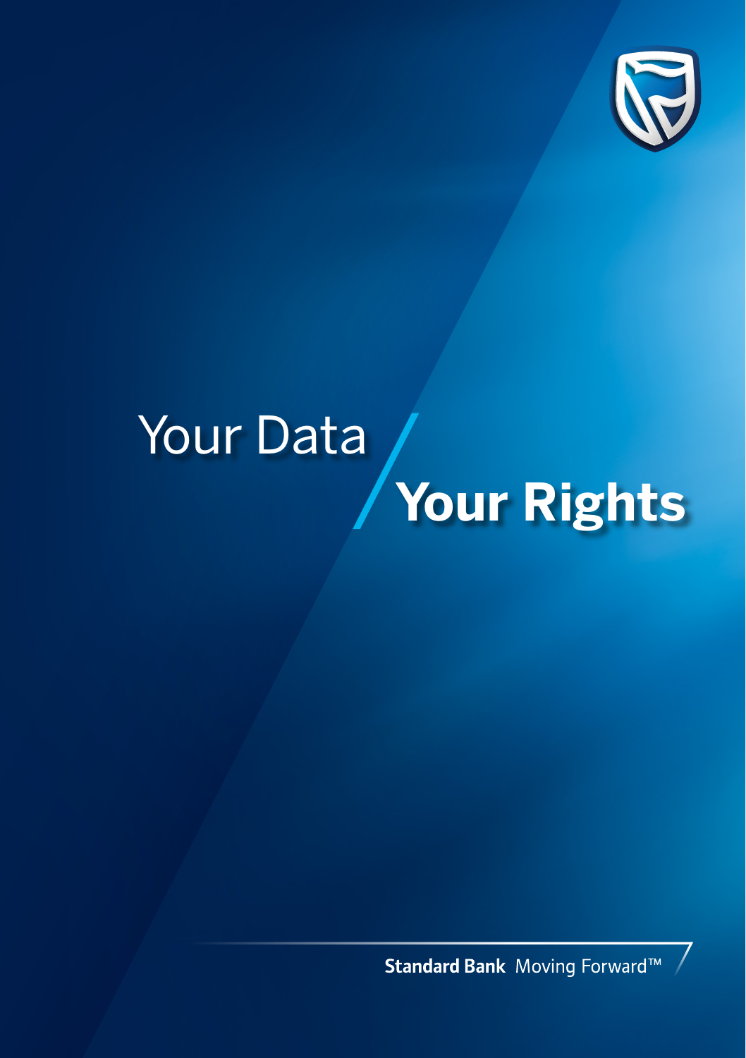# Your Data / Your Rights

**Standard Bank** Moving Forward™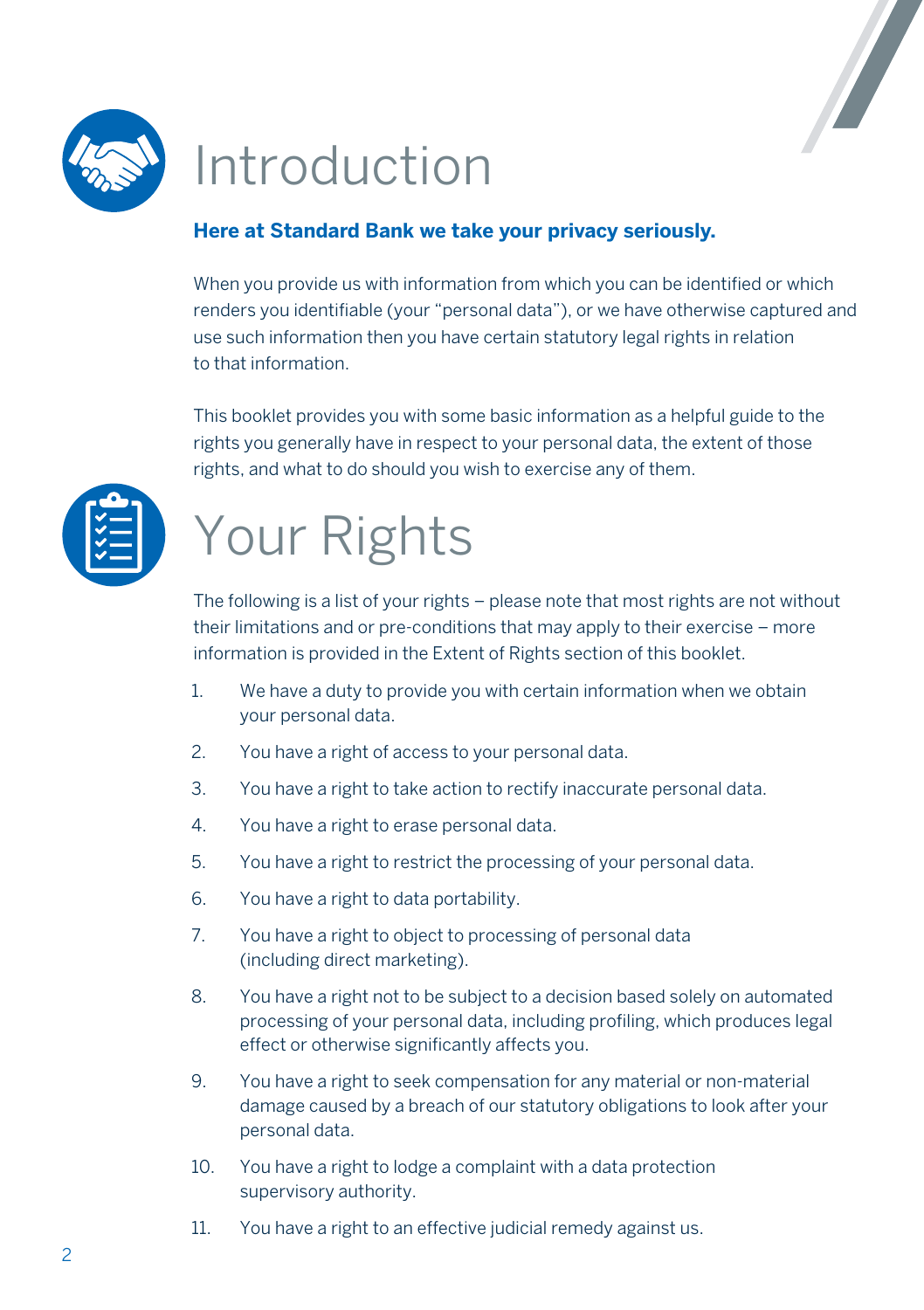# Introduction

**Here at Standard Bank we take your privacy seriously.**

When you provide us with information from which you can be identified or which renders you identifiable (your "personal data"), or we have otherwise captured and use such information then you have certain statutory legal rights in relation to that information.

This booklet provides you with some basic information as a helpful guide to the rights you generally have in respect to your personal data, the extent of those rights, and what to do should you wish to exercise any of them.

# Your Rights

The following is a list of your rights – please note that most rights are not without their limitations and or pre-conditions that may apply to their exercise – more information is provided in the Extent of Rights section of this booklet.

1. We have a duty to provide you with certain information when we obtain your personal data.
2. You have a right of access to your personal data.
3. You have a right to take action to rectify inaccurate personal data.
4. You have a right to erase personal data.
5. You have a right to restrict the processing of your personal data.
6. You have a right to data portability.
7. You have a right to object to processing of personal data (including direct marketing).
8. You have a right not to be subject to a decision based solely on automated processing of your personal data, including profiling, which produces legal effect or otherwise significantly affects you.
9. You have a right to seek compensation for any material or non-material damage caused by a breach of our statutory obligations to look after your personal data.
10. You have a right to lodge a complaint with a data protection supervisory authority.
11. You have a right to an effective judicial remedy against us.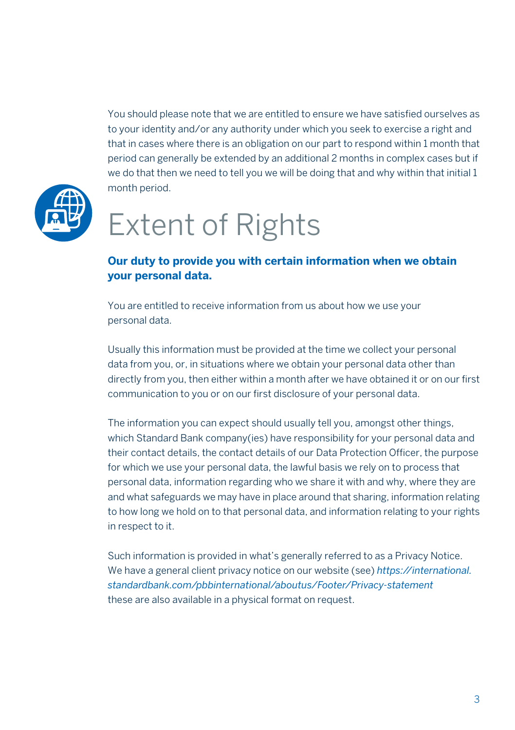You should please note that we are entitled to ensure we have satisfied ourselves as to your identity and/or any authority under which you seek to exercise a right and that in cases where there is an obligation on our part to respond within 1 month that period can generally be extended by an additional 2 months in complex cases but if we do that then we need to tell you we will be doing that and why within that initial 1 month period.

# Extent of Rights

**Our duty to provide you with certain information when we obtain your personal data.**

You are entitled to receive information from us about how we use your personal data.

Usually this information must be provided at the time we collect your personal data from you, or, in situations where we obtain your personal data other than directly from you, then either within a month after we have obtained it or on our first communication to you or on our first disclosure of your personal data.

The information you can expect should usually tell you, amongst other things, which Standard Bank company(ies) have responsibility for your personal data and their contact details, the contact details of our Data Protection Officer, the purpose for which we use your personal data, the lawful basis we rely on to process that personal data, information regarding who we share it with and why, where they are and what safeguards we may have in place around that sharing, information relating to how long we hold on to that personal data, and information relating to your rights in respect to it.

Such information is provided in what's generally referred to as a Privacy Notice. We have a general client privacy notice on our website (see) *https://international.standardbank.com/pbbinternational/aboutus/Footer/Privacy-statement* these are also available in a physical format on request.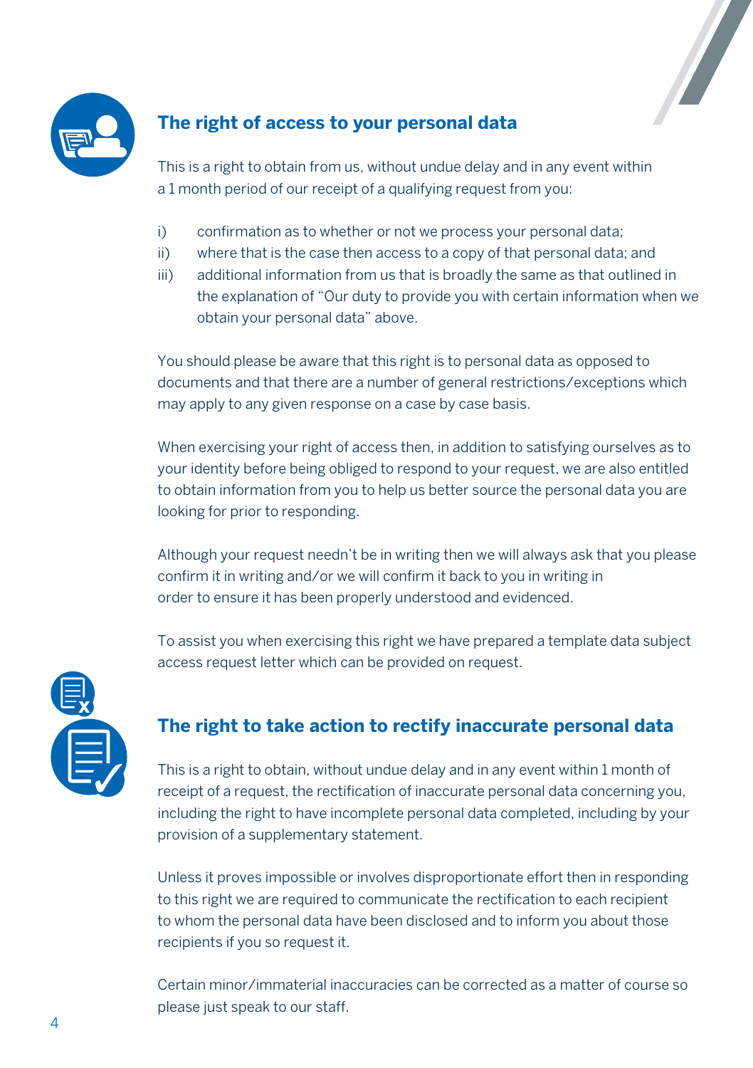## The right of access to your personal data

This is a right to obtain from us, without undue delay and in any event within a 1 month period of our receipt of a qualifying request from you:

i) confirmation as to whether or not we process your personal data;
ii) where that is the case then access to a copy of that personal data; and
iii) additional information from us that is broadly the same as that outlined in the explanation of "Our duty to provide you with certain information when we obtain your personal data" above.

You should please be aware that this right is to personal data as opposed to documents and that there are a number of general restrictions/exceptions which may apply to any given response on a case by case basis.

When exercising your right of access then, in addition to satisfying ourselves as to your identity before being obliged to respond to your request, we are also entitled to obtain information from you to help us better source the personal data you are looking for prior to responding.

Although your request needn't be in writing then we will always ask that you please confirm it in writing and/or we will confirm it back to you in writing in order to ensure it has been properly understood and evidenced.

To assist you when exercising this right we have prepared a template data subject access request letter which can be provided on request.

## The right to take action to rectify inaccurate personal data

This is a right to obtain, without undue delay and in any event within 1 month of receipt of a request, the rectification of inaccurate personal data concerning you, including the right to have incomplete personal data completed, including by your provision of a supplementary statement.

Unless it proves impossible or involves disproportionate effort then in responding to this right we are required to communicate the rectification to each recipient to whom the personal data have been disclosed and to inform you about those recipients if you so request it.

Certain minor/immaterial inaccuracies can be corrected as a matter of course so please just speak to our staff.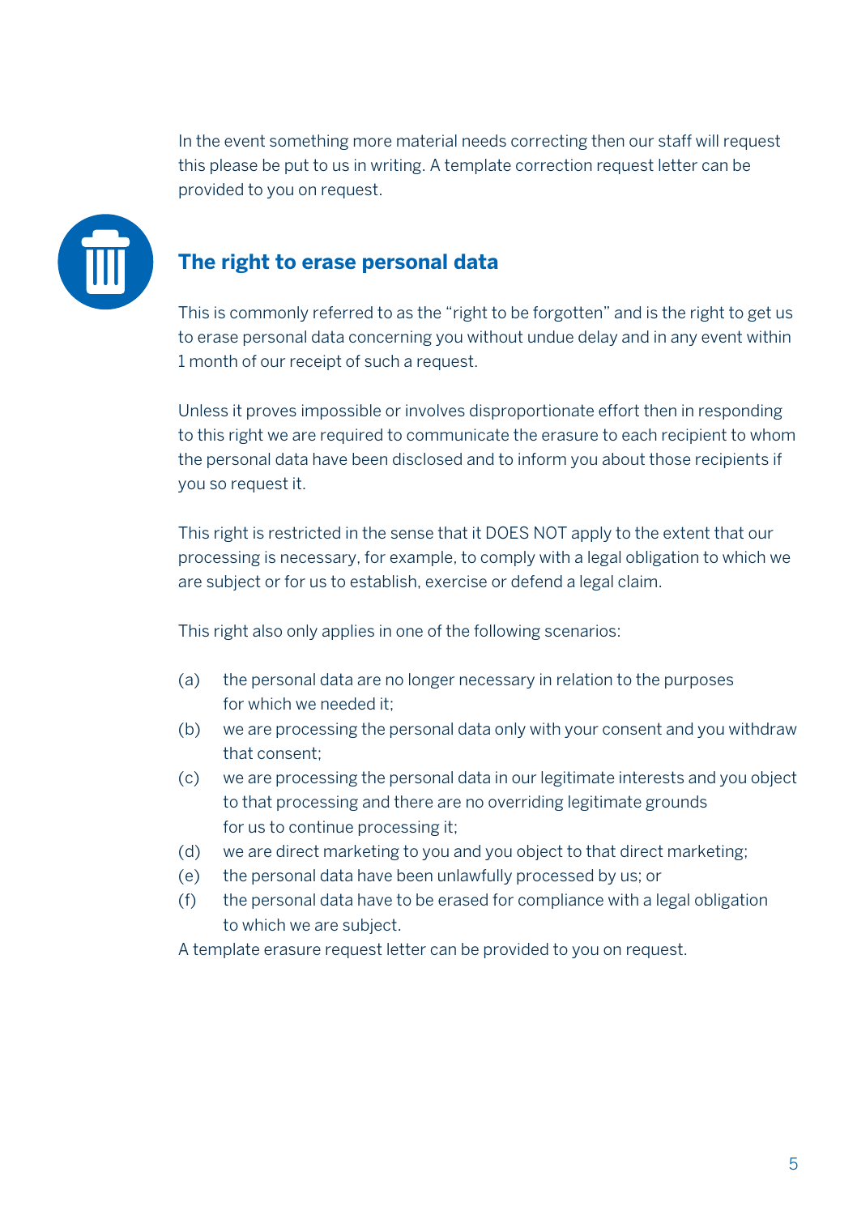In the event something more material needs correcting then our staff will request this please be put to us in writing. A template correction request letter can be provided to you on request.

## The right to erase personal data

This is commonly referred to as the "right to be forgotten" and is the right to get us to erase personal data concerning you without undue delay and in any event within 1 month of our receipt of such a request.

Unless it proves impossible or involves disproportionate effort then in responding to this right we are required to communicate the erasure to each recipient to whom the personal data have been disclosed and to inform you about those recipients if you so request it.

This right is restricted in the sense that it DOES NOT apply to the extent that our processing is necessary, for example, to comply with a legal obligation to which we are subject or for us to establish, exercise or defend a legal claim.

This right also only applies in one of the following scenarios:

(a) the personal data are no longer necessary in relation to the purposes for which we needed it;
(b) we are processing the personal data only with your consent and you withdraw that consent;
(c) we are processing the personal data in our legitimate interests and you object to that processing and there are no overriding legitimate grounds for us to continue processing it;
(d) we are direct marketing to you and you object to that direct marketing;
(e) the personal data have been unlawfully processed by us; or
(f) the personal data have to be erased for compliance with a legal obligation to which we are subject.

A template erasure request letter can be provided to you on request.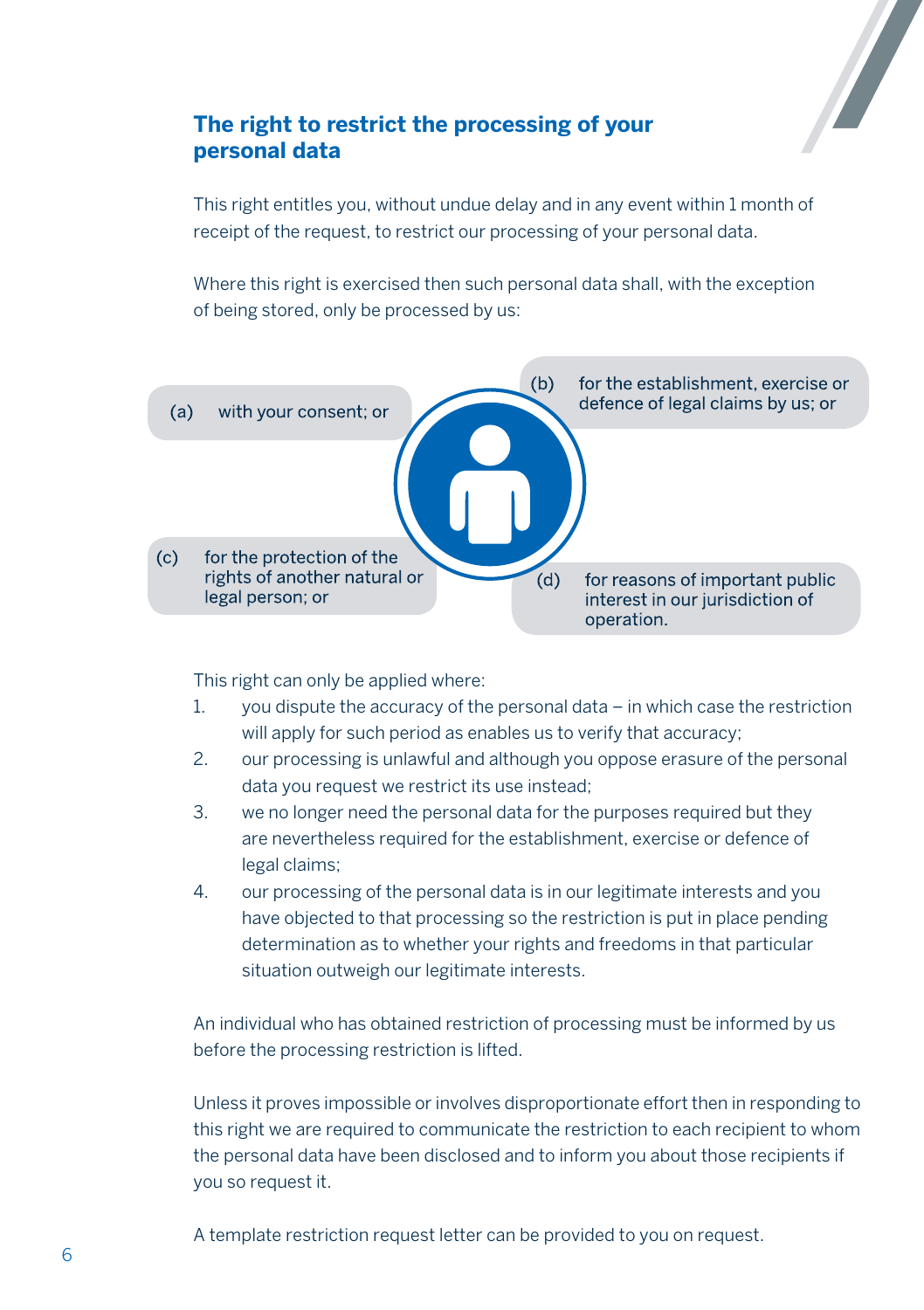## The right to restrict the processing of your personal data

This right entitles you, without undue delay and in any event within 1 month of receipt of the request, to restrict our processing of your personal data.

Where this right is exercised then such personal data shall, with the exception of being stored, only be processed by us:

(a) with your consent; or

(b) for the establishment, exercise or defence of legal claims by us; or

(c) for the protection of the rights of another natural or legal person; or

(d) for reasons of important public interest in our jurisdiction of operation.

This right can only be applied where:

1. you dispute the accuracy of the personal data – in which case the restriction will apply for such period as enables us to verify that accuracy;
2. our processing is unlawful and although you oppose erasure of the personal data you request we restrict its use instead;
3. we no longer need the personal data for the purposes required but they are nevertheless required for the establishment, exercise or defence of legal claims;
4. our processing of the personal data is in our legitimate interests and you have objected to that processing so the restriction is put in place pending determination as to whether your rights and freedoms in that particular situation outweigh our legitimate interests.

An individual who has obtained restriction of processing must be informed by us before the processing restriction is lifted.

Unless it proves impossible or involves disproportionate effort then in responding to this right we are required to communicate the restriction to each recipient to whom the personal data have been disclosed and to inform you about those recipients if you so request it.

A template restriction request letter can be provided to you on request.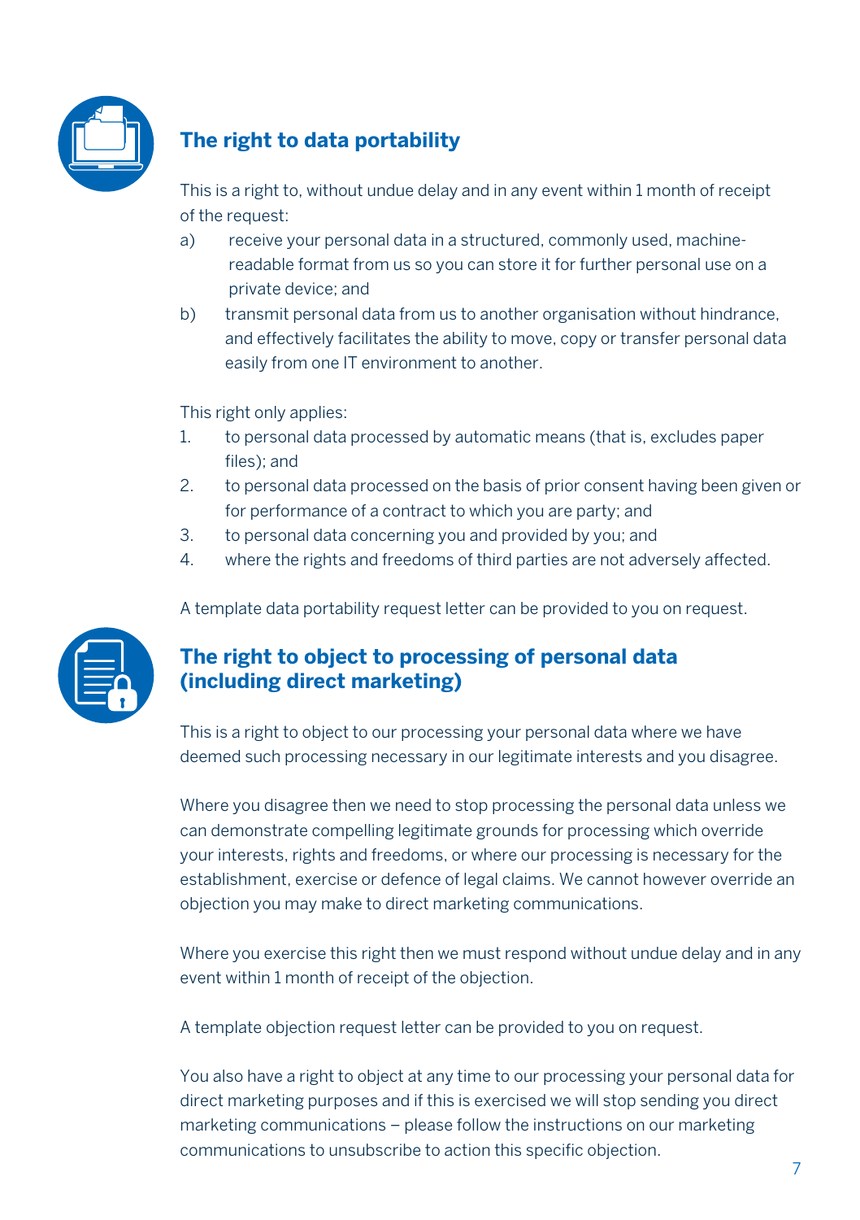## The right to data portability

This is a right to, without undue delay and in any event within 1 month of receipt of the request:

a) receive your personal data in a structured, commonly used, machine-readable format from us so you can store it for further personal use on a private device; and

b) transmit personal data from us to another organisation without hindrance, and effectively facilitates the ability to move, copy or transfer personal data easily from one IT environment to another.

This right only applies:

1. to personal data processed by automatic means (that is, excludes paper files); and
2. to personal data processed on the basis of prior consent having been given or for performance of a contract to which you are party; and
3. to personal data concerning you and provided by you; and
4. where the rights and freedoms of third parties are not adversely affected.

A template data portability request letter can be provided to you on request.

## The right to object to processing of personal data (including direct marketing)

This is a right to object to our processing your personal data where we have deemed such processing necessary in our legitimate interests and you disagree.

Where you disagree then we need to stop processing the personal data unless we can demonstrate compelling legitimate grounds for processing which override your interests, rights and freedoms, or where our processing is necessary for the establishment, exercise or defence of legal claims. We cannot however override an objection you may make to direct marketing communications.

Where you exercise this right then we must respond without undue delay and in any event within 1 month of receipt of the objection.

A template objection request letter can be provided to you on request.

You also have a right to object at any time to our processing your personal data for direct marketing purposes and if this is exercised we will stop sending you direct marketing communications – please follow the instructions on our marketing communications to unsubscribe to action this specific objection.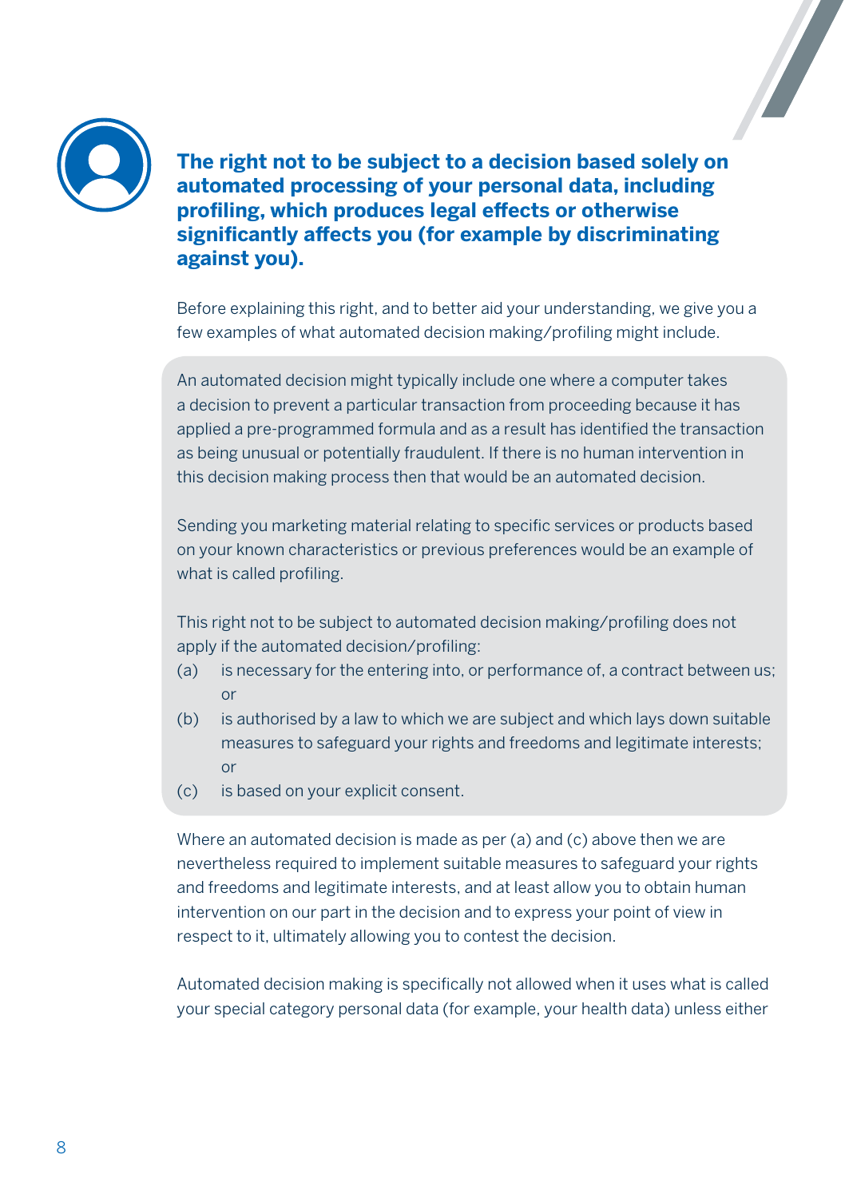### The right not to be subject to a decision based solely on automated processing of your personal data, including profiling, which produces legal effects or otherwise significantly affects you (for example by discriminating against you).

Before explaining this right, and to better aid your understanding, we give you a few examples of what automated decision making/profiling might include.

An automated decision might typically include one where a computer takes a decision to prevent a particular transaction from proceeding because it has applied a pre-programmed formula and as a result has identified the transaction as being unusual or potentially fraudulent. If there is no human intervention in this decision making process then that would be an automated decision.

Sending you marketing material relating to specific services or products based on your known characteristics or previous preferences would be an example of what is called profiling.

This right not to be subject to automated decision making/profiling does not apply if the automated decision/profiling:

(a) is necessary for the entering into, or performance of, a contract between us; or

(b) is authorised by a law to which we are subject and which lays down suitable measures to safeguard your rights and freedoms and legitimate interests; or

(c) is based on your explicit consent.

Where an automated decision is made as per (a) and (c) above then we are nevertheless required to implement suitable measures to safeguard your rights and freedoms and legitimate interests, and at least allow you to obtain human intervention on our part in the decision and to express your point of view in respect to it, ultimately allowing you to contest the decision.

Automated decision making is specifically not allowed when it uses what is called your special category personal data (for example, your health data) unless either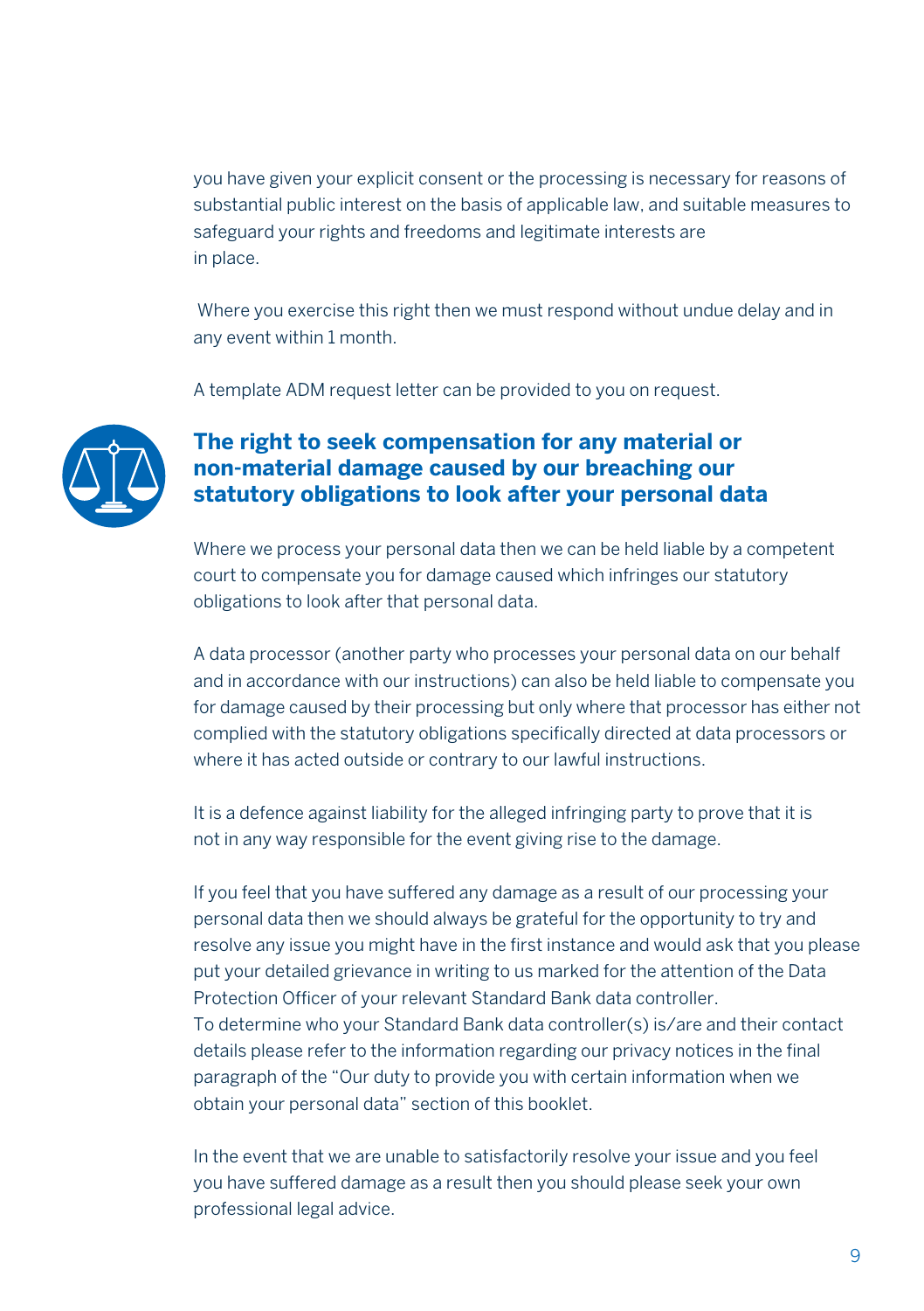you have given your explicit consent or the processing is necessary for reasons of substantial public interest on the basis of applicable law, and suitable measures to safeguard your rights and freedoms and legitimate interests are in place.

Where you exercise this right then we must respond without undue delay and in any event within 1 month.

A template ADM request letter can be provided to you on request.

## The right to seek compensation for any material or non-material damage caused by our breaching our statutory obligations to look after your personal data

Where we process your personal data then we can be held liable by a competent court to compensate you for damage caused which infringes our statutory obligations to look after that personal data.

A data processor (another party who processes your personal data on our behalf and in accordance with our instructions) can also be held liable to compensate you for damage caused by their processing but only where that processor has either not complied with the statutory obligations specifically directed at data processors or where it has acted outside or contrary to our lawful instructions.

It is a defence against liability for the alleged infringing party to prove that it is not in any way responsible for the event giving rise to the damage.

If you feel that you have suffered any damage as a result of our processing your personal data then we should always be grateful for the opportunity to try and resolve any issue you might have in the first instance and would ask that you please put your detailed grievance in writing to us marked for the attention of the Data Protection Officer of your relevant Standard Bank data controller.
To determine who your Standard Bank data controller(s) is/are and their contact details please refer to the information regarding our privacy notices in the final paragraph of the "Our duty to provide you with certain information when we obtain your personal data" section of this booklet.

In the event that we are unable to satisfactorily resolve your issue and you feel you have suffered damage as a result then you should please seek your own professional legal advice.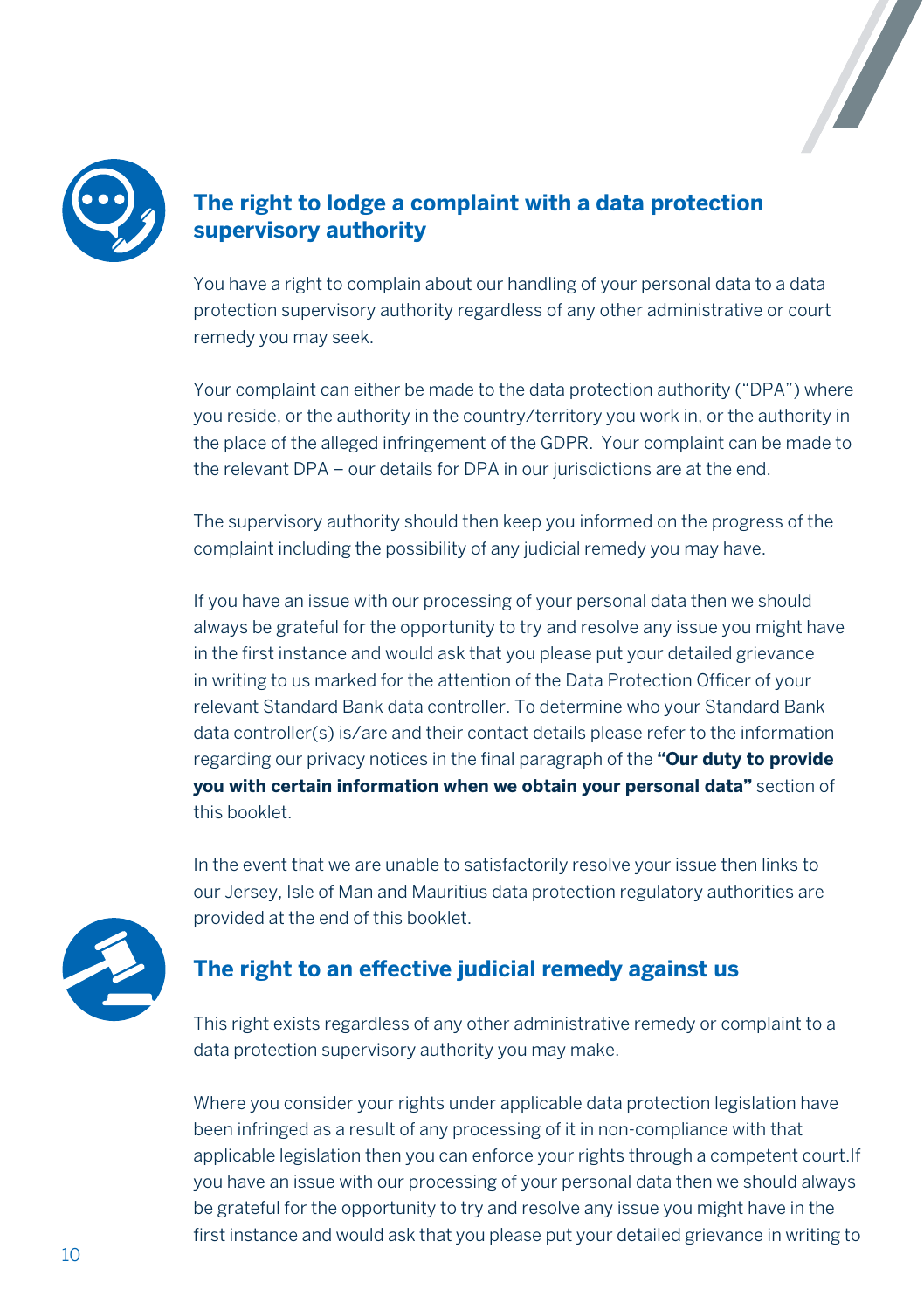## The right to lodge a complaint with a data protection supervisory authority

You have a right to complain about our handling of your personal data to a data protection supervisory authority regardless of any other administrative or court remedy you may seek.

Your complaint can either be made to the data protection authority ("DPA") where you reside, or the authority in the country/territory you work in, or the authority in the place of the alleged infringement of the GDPR. Your complaint can be made to the relevant DPA – our details for DPA in our jurisdictions are at the end.

The supervisory authority should then keep you informed on the progress of the complaint including the possibility of any judicial remedy you may have.

If you have an issue with our processing of your personal data then we should always be grateful for the opportunity to try and resolve any issue you might have in the first instance and would ask that you please put your detailed grievance in writing to us marked for the attention of the Data Protection Officer of your relevant Standard Bank data controller. To determine who your Standard Bank data controller(s) is/are and their contact details please refer to the information regarding our privacy notices in the final paragraph of the **"Our duty to provide you with certain information when we obtain your personal data"** section of this booklet.

In the event that we are unable to satisfactorily resolve your issue then links to our Jersey, Isle of Man and Mauritius data protection regulatory authorities are provided at the end of this booklet.

## The right to an effective judicial remedy against us

This right exists regardless of any other administrative remedy or complaint to a data protection supervisory authority you may make.

Where you consider your rights under applicable data protection legislation have been infringed as a result of any processing of it in non-compliance with that applicable legislation then you can enforce your rights through a competent court.If you have an issue with our processing of your personal data then we should always be grateful for the opportunity to try and resolve any issue you might have in the first instance and would ask that you please put your detailed grievance in writing to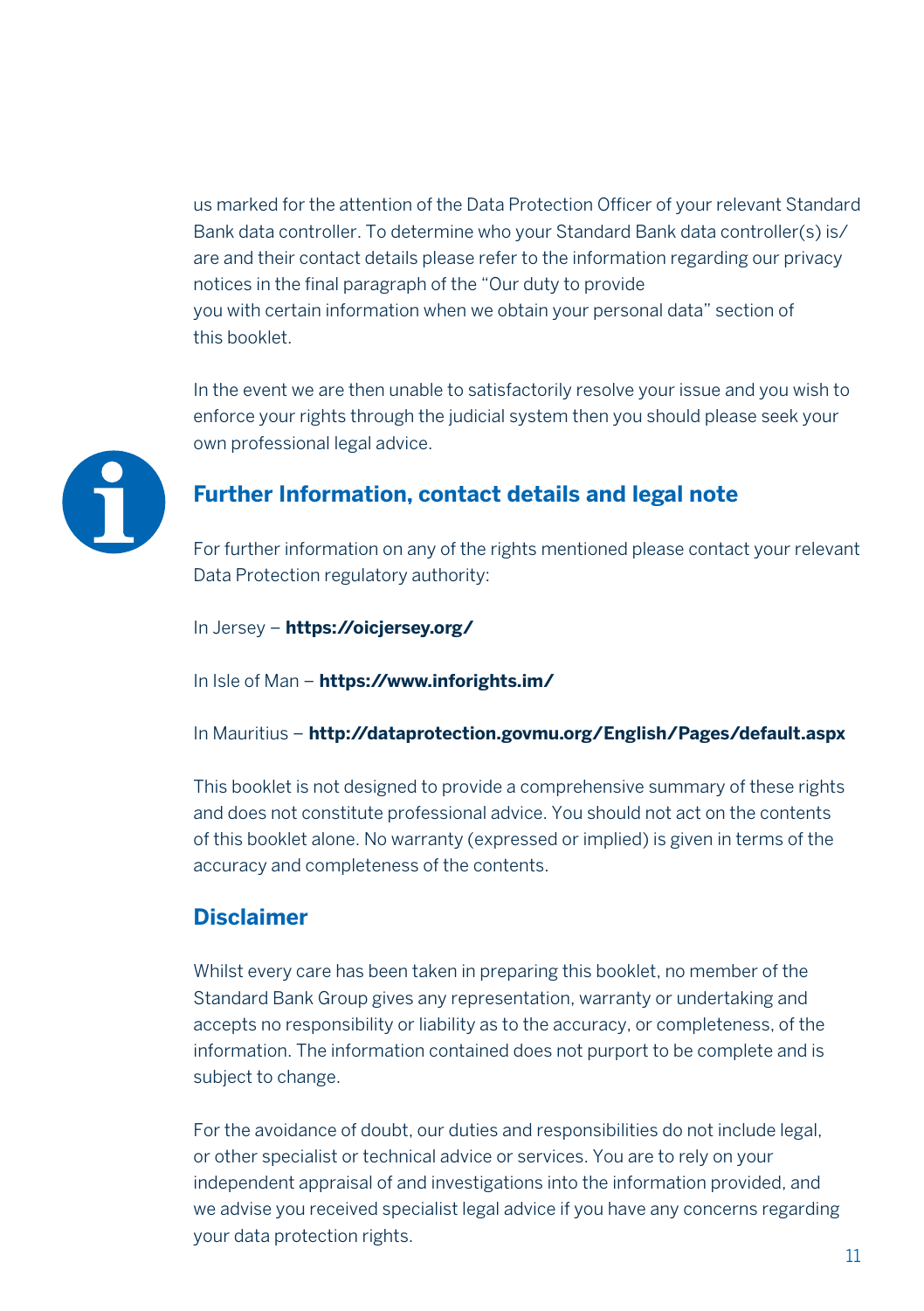us marked for the attention of the Data Protection Officer of your relevant Standard Bank data controller. To determine who your Standard Bank data controller(s) is/are and their contact details please refer to the information regarding our privacy notices in the final paragraph of the "Our duty to provide you with certain information when we obtain your personal data" section of this booklet.

In the event we are then unable to satisfactorily resolve your issue and you wish to enforce your rights through the judicial system then you should please seek your own professional legal advice.

## Further Information, contact details and legal note

For further information on any of the rights mentioned please contact your relevant Data Protection regulatory authority:

In Jersey – **https://oicjersey.org/**

In Isle of Man – **https://www.inforights.im/**

In Mauritius – **http://dataprotection.govmu.org/English/Pages/default.aspx**

This booklet is not designed to provide a comprehensive summary of these rights and does not constitute professional advice. You should not act on the contents of this booklet alone. No warranty (expressed or implied) is given in terms of the accuracy and completeness of the contents.

## Disclaimer

Whilst every care has been taken in preparing this booklet, no member of the Standard Bank Group gives any representation, warranty or undertaking and accepts no responsibility or liability as to the accuracy, or completeness, of the information. The information contained does not purport to be complete and is subject to change.

For the avoidance of doubt, our duties and responsibilities do not include legal, or other specialist or technical advice or services. You are to rely on your independent appraisal of and investigations into the information provided, and we advise you received specialist legal advice if you have any concerns regarding your data protection rights.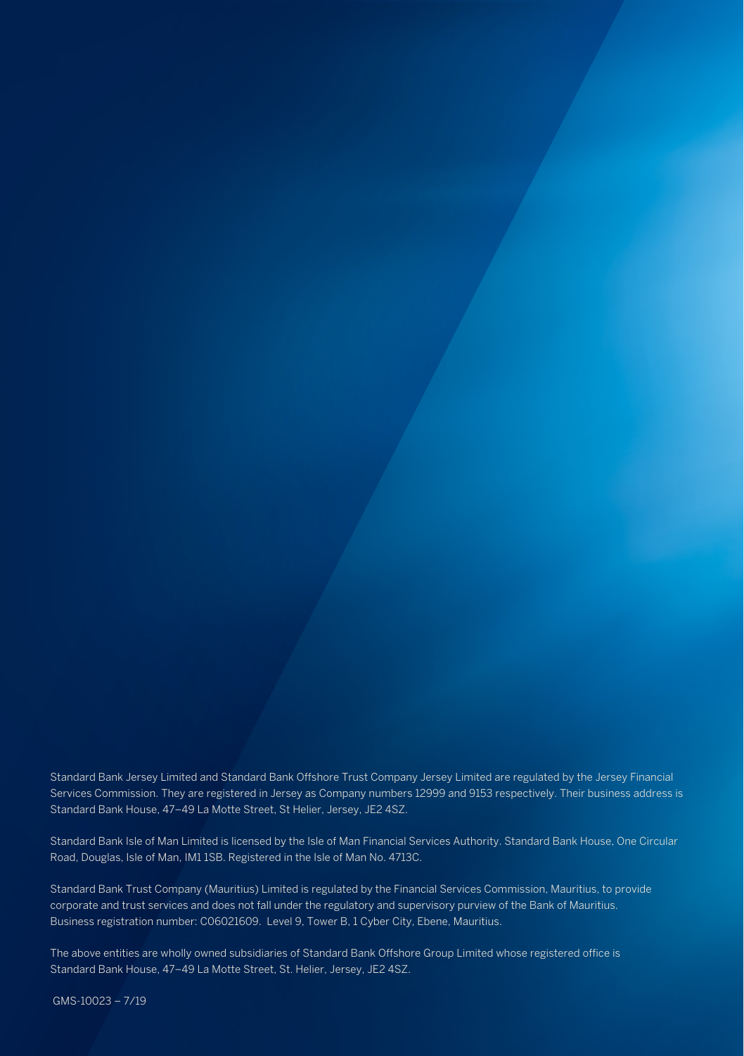Standard Bank Jersey Limited and Standard Bank Offshore Trust Company Jersey Limited are regulated by the Jersey Financial Services Commission. They are registered in Jersey as Company numbers 12999 and 9153 respectively. Their business address is Standard Bank House, 47–49 La Motte Street, St Helier, Jersey, JE2 4SZ.

Standard Bank Isle of Man Limited is licensed by the Isle of Man Financial Services Authority. Standard Bank House, One Circular Road, Douglas, Isle of Man, IM1 1SB. Registered in the Isle of Man No. 4713C.

Standard Bank Trust Company (Mauritius) Limited is regulated by the Financial Services Commission, Mauritius, to provide corporate and trust services and does not fall under the regulatory and supervisory purview of the Bank of Mauritius. Business registration number: C06021609. Level 9, Tower B, 1 Cyber City, Ebene, Mauritius.

The above entities are wholly owned subsidiaries of Standard Bank Offshore Group Limited whose registered office is Standard Bank House, 47–49 La Motte Street, St. Helier, Jersey, JE2 4SZ.

GMS-10023 – 7/19